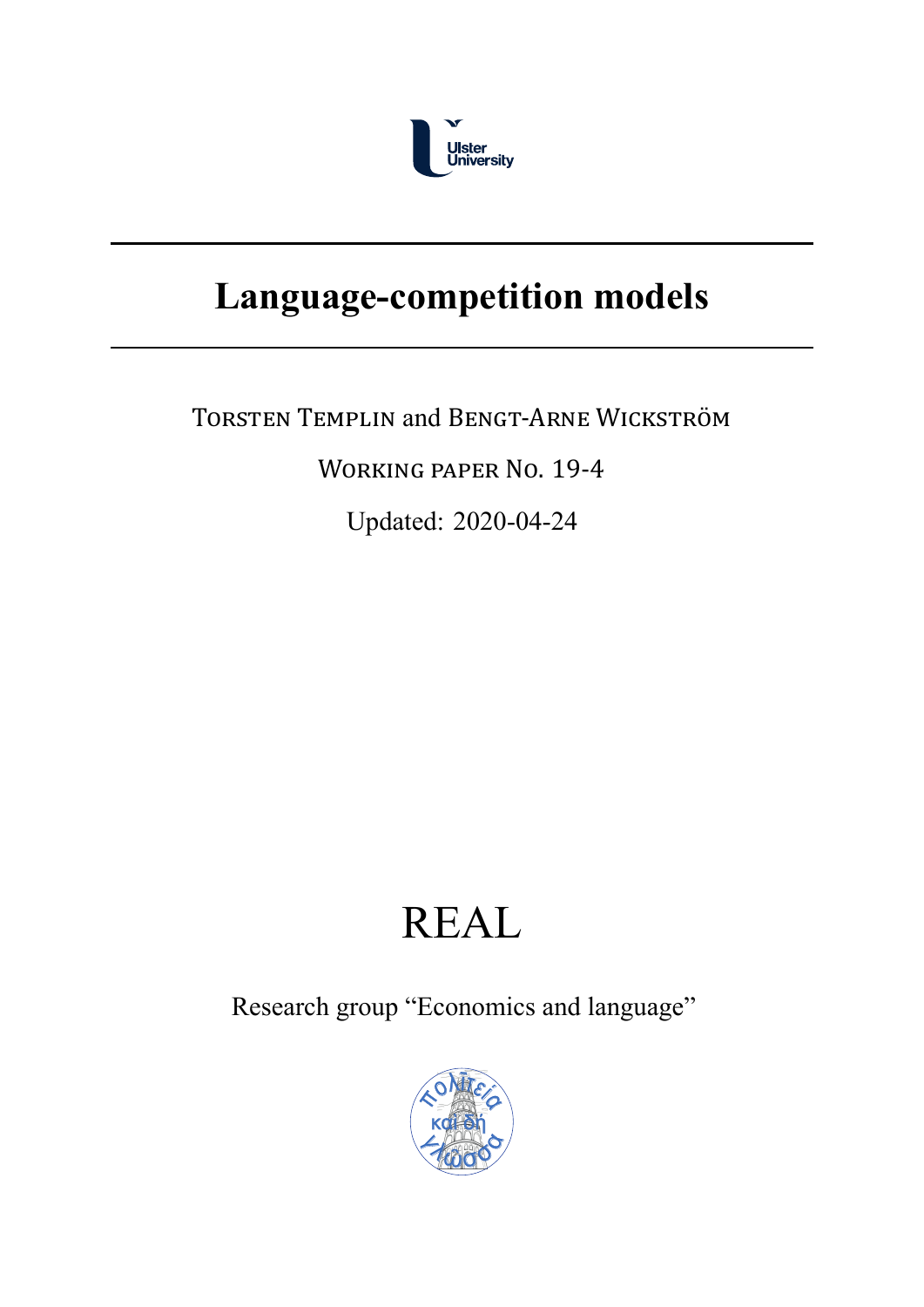Ulster University

# Language-competition models

Torsten Templin and Bengt-Arne Wickström

Working paper No. 19-4

Updated: 2020-04-24

REAL

Research group "Economics and language"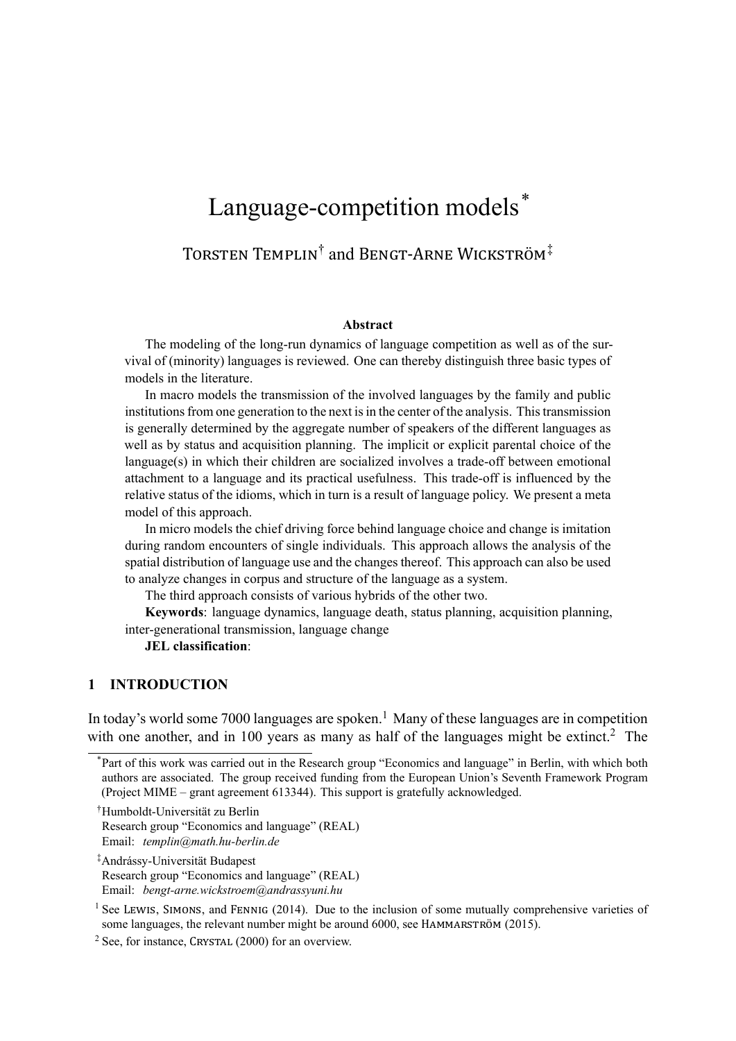# Language-competition models*

Torsten Templin† and Bengt-Arne Wickström‡

**Abstract**

The modeling of the long-run dynamics of language competition as well as of the survival of (minority) languages is reviewed. One can thereby distinguish three basic types of models in the literature.

In macro models the transmission of the involved languages by the family and public institutions from one generation to the next is in the center of the analysis. This transmission is generally determined by the aggregate number of speakers of the different languages as well as by status and acquisition planning. The implicit or explicit parental choice of the language(s) in which their children are socialized involves a trade-off between emotional attachment to a language and its practical usefulness. This trade-off is influenced by the relative status of the idioms, which in turn is a result of language policy. We present a meta model of this approach.

In micro models the chief driving force behind language choice and change is imitation during random encounters of single individuals. This approach allows the analysis of the spatial distribution of language use and the changes thereof. This approach can also be used to analyze changes in corpus and structure of the language as a system.

The third approach consists of various hybrids of the other two.

**Keywords**: language dynamics, language death, status planning, acquisition planning, inter-generational transmission, language change

**JEL classification**:

## 1 INTRODUCTION

In today's world some 7000 languages are spoken.[1] Many of these languages are in competition with one another, and in 100 years as many as half of the languages might be extinct.[2] The

---

*Part of this work was carried out in the Research group "Economics and language" in Berlin, with which both authors are associated. The group received funding from the European Union's Seventh Framework Program (Project MIME – grant agreement 613344). This support is gratefully acknowledged.

†Humboldt-Universität zu Berlin
Research group "Economics and language" (REAL)
Email: *templin@math.hu-berlin.de*

‡Andrássy-Universität Budapest
Research group "Economics and language" (REAL)
Email: *bengt-arne.wickstroem@andrassyuni.hu*

[1] See Lewis, Simons, and Fennig (2014). Due to the inclusion of some mutually comprehensive varieties of some languages, the relevant number might be around 6000, see Hammarström (2015).

[2] See, for instance, Crystal (2000) for an overview.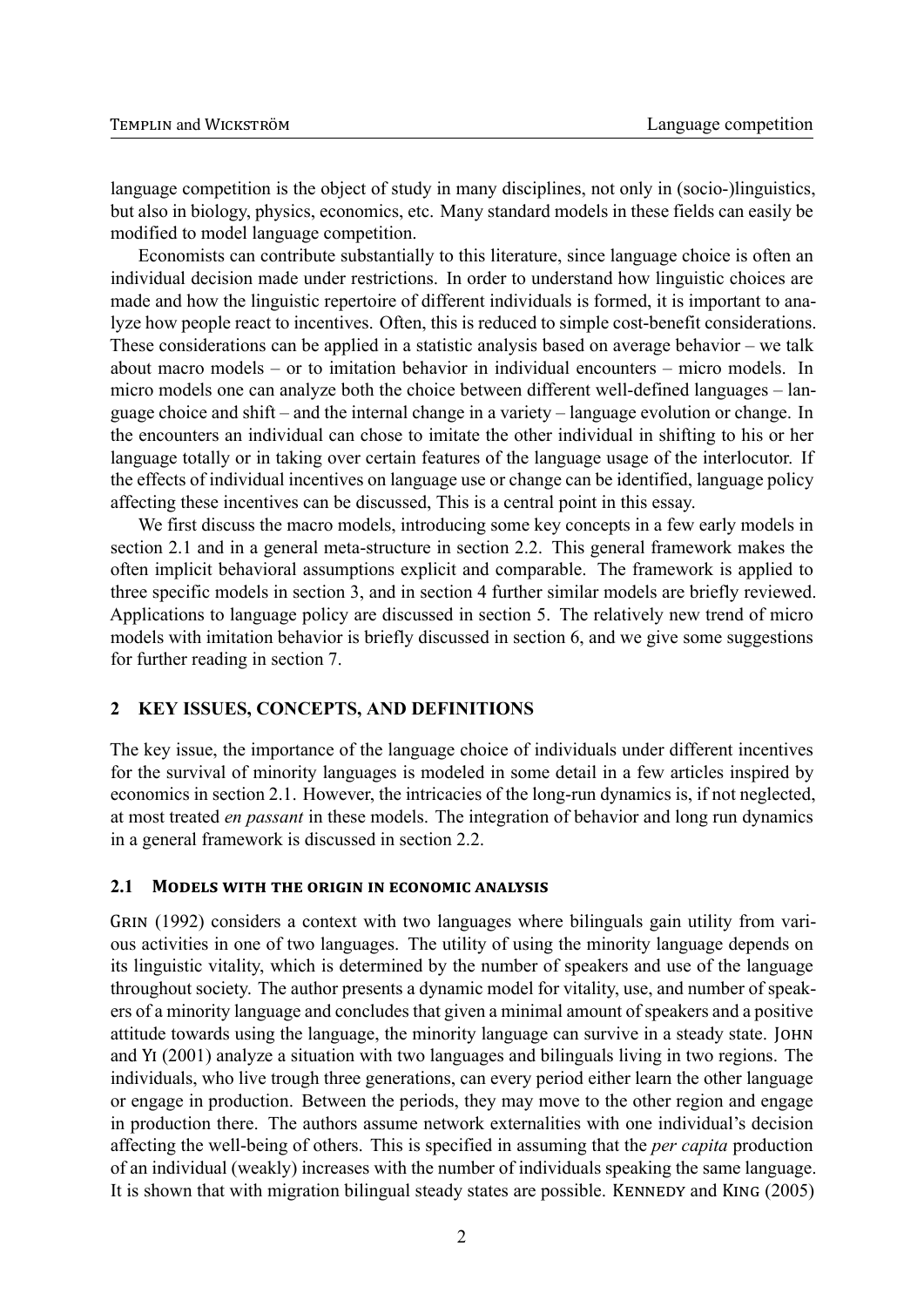language competition is the object of study in many disciplines, not only in (socio-)linguistics, but also in biology, physics, economics, etc. Many standard models in these fields can easily be modified to model language competition.

Economists can contribute substantially to this literature, since language choice is often an individual decision made under restrictions. In order to understand how linguistic choices are made and how the linguistic repertoire of different individuals is formed, it is important to analyze how people react to incentives. Often, this is reduced to simple cost-benefit considerations. These considerations can be applied in a statistic analysis based on average behavior – we talk about macro models – or to imitation behavior in individual encounters – micro models. In micro models one can analyze both the choice between different well-defined languages – language choice and shift – and the internal change in a variety – language evolution or change. In the encounters an individual can chose to imitate the other individual in shifting to his or her language totally or in taking over certain features of the language usage of the interlocutor. If the effects of individual incentives on language use or change can be identified, language policy affecting these incentives can be discussed, This is a central point in this essay.

We first discuss the macro models, introducing some key concepts in a few early models in section 2.1 and in a general meta-structure in section 2.2. This general framework makes the often implicit behavioral assumptions explicit and comparable. The framework is applied to three specific models in section 3, and in section 4 further similar models are briefly reviewed. Applications to language policy are discussed in section 5. The relatively new trend of micro models with imitation behavior is briefly discussed in section 6, and we give some suggestions for further reading in section 7.

## 2 KEY ISSUES, CONCEPTS, AND DEFINITIONS

The key issue, the importance of the language choice of individuals under different incentives for the survival of minority languages is modeled in some detail in a few articles inspired by economics in section 2.1. However, the intricacies of the long-run dynamics is, if not neglected, at most treated *en passant* in these models. The integration of behavior and long run dynamics in a general framework is discussed in section 2.2.

### 2.1 MODELS WITH THE ORIGIN IN ECONOMIC ANALYSIS

GRIN (1992) considers a context with two languages where bilinguals gain utility from various activities in one of two languages. The utility of using the minority language depends on its linguistic vitality, which is determined by the number of speakers and use of the language throughout society. The author presents a dynamic model for vitality, use, and number of speakers of a minority language and concludes that given a minimal amount of speakers and a positive attitude towards using the language, the minority language can survive in a steady state. JOHN and YI (2001) analyze a situation with two languages and bilinguals living in two regions. The individuals, who live trough three generations, can every period either learn the other language or engage in production. Between the periods, they may move to the other region and engage in production there. The authors assume network externalities with one individual's decision affecting the well-being of others. This is specified in assuming that the *per capita* production of an individual (weakly) increases with the number of individuals speaking the same language. It is shown that with migration bilingual steady states are possible. KENNEDY and KING (2005)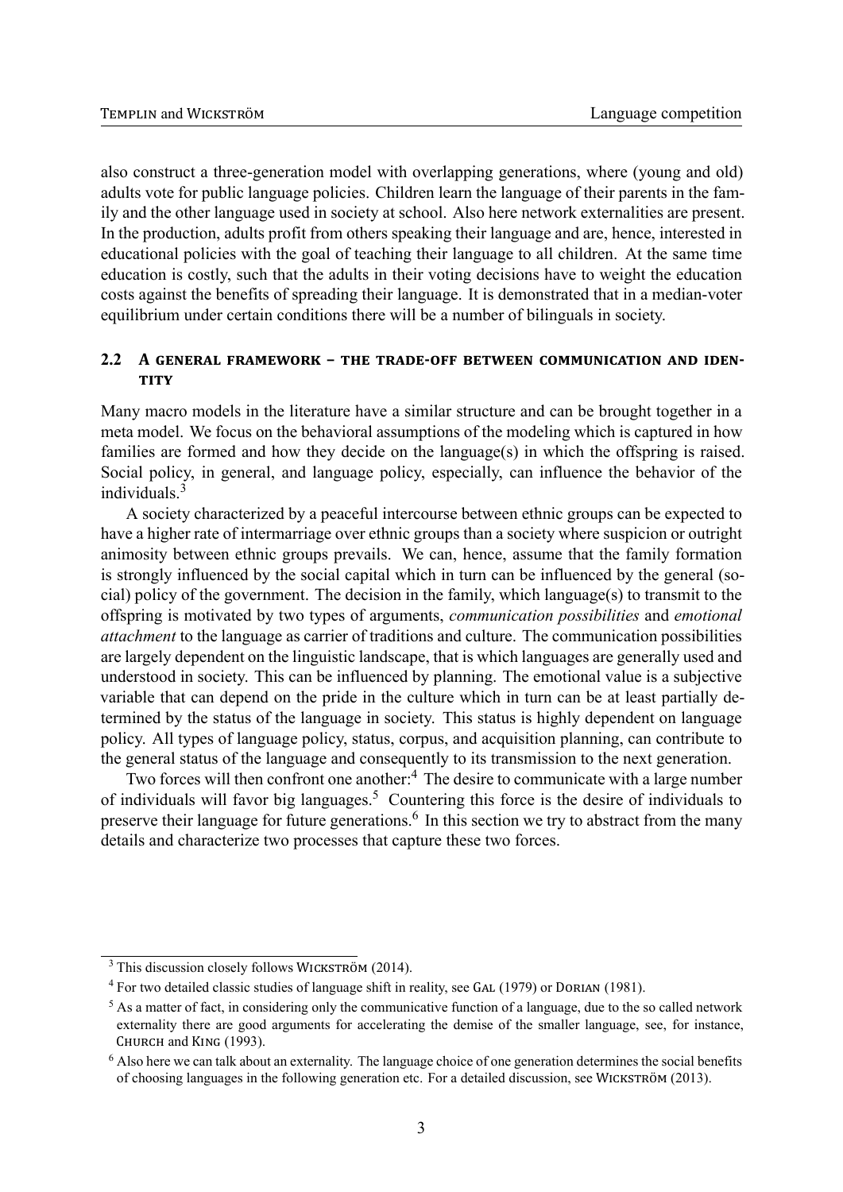also construct a three-generation model with overlapping generations, where (young and old) adults vote for public language policies. Children learn the language of their parents in the family and the other language used in society at school. Also here network externalities are present. In the production, adults profit from others speaking their language and are, hence, interested in educational policies with the goal of teaching their language to all children. At the same time education is costly, such that the adults in their voting decisions have to weight the education costs against the benefits of spreading their language. It is demonstrated that in a median-voter equilibrium under certain conditions there will be a number of bilinguals in society.

## 2.2 A general framework – the trade-off between communication and identity

Many macro models in the literature have a similar structure and can be brought together in a meta model. We focus on the behavioral assumptions of the modeling which is captured in how families are formed and how they decide on the language(s) in which the offspring is raised. Social policy, in general, and language policy, especially, can influence the behavior of the individuals.[3]

A society characterized by a peaceful intercourse between ethnic groups can be expected to have a higher rate of intermarriage over ethnic groups than a society where suspicion or outright animosity between ethnic groups prevails. We can, hence, assume that the family formation is strongly influenced by the social capital which in turn can be influenced by the general (social) policy of the government. The decision in the family, which language(s) to transmit to the offspring is motivated by two types of arguments, *communication possibilities* and *emotional attachment* to the language as carrier of traditions and culture. The communication possibilities are largely dependent on the linguistic landscape, that is which languages are generally used and understood in society. This can be influenced by planning. The emotional value is a subjective variable that can depend on the pride in the culture which in turn can be at least partially determined by the status of the language in society. This status is highly dependent on language policy. All types of language policy, status, corpus, and acquisition planning, can contribute to the general status of the language and consequently to its transmission to the next generation.

Two forces will then confront one another:[4] The desire to communicate with a large number of individuals will favor big languages.[5] Countering this force is the desire of individuals to preserve their language for future generations.[6] In this section we try to abstract from the many details and characterize two processes that capture these two forces.

---

[3] This discussion closely follows Wickström (2014).

[4] For two detailed classic studies of language shift in reality, see Gal (1979) or Dorian (1981).

[5] As a matter of fact, in considering only the communicative function of a language, due to the so called network externality there are good arguments for accelerating the demise of the smaller language, see, for instance, Church and King (1993).

[6] Also here we can talk about an externality. The language choice of one generation determines the social benefits of choosing languages in the following generation etc. For a detailed discussion, see Wickström (2013).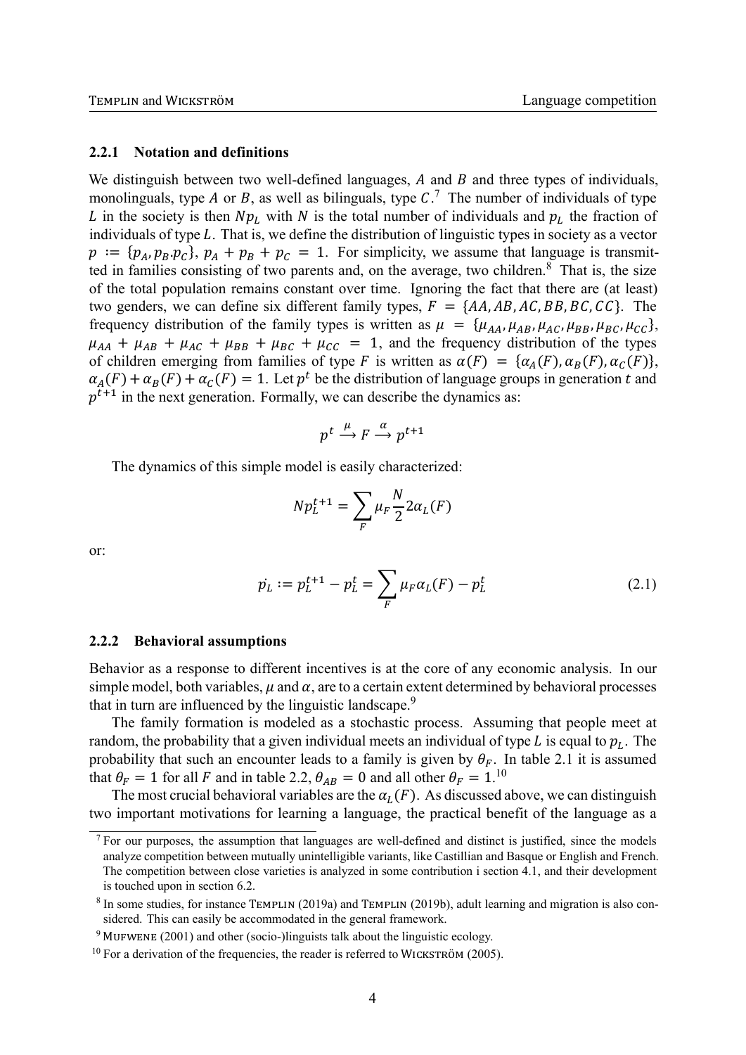### 2.2.1 Notation and definitions

We distinguish between two well-defined languages, $A$ and $B$ and three types of individuals, monolinguals, type $A$ or $B$, as well as bilinguals, type $C$.[7] The number of individuals of type $L$ in the society is then $Np_L$ with $N$ is the total number of individuals and $p_L$ the fraction of individuals of type $L$. That is, we define the distribution of linguistic types in society as a vector $p := \{p_A, p_B.p_C\}$, $p_A + p_B + p_C = 1$. For simplicity, we assume that language is transmitted in families consisting of two parents and, on the average, two children.[8] That is, the size of the total population remains constant over time. Ignoring the fact that there are (at least) two genders, we can define six different family types, $F = \{AA, AB, AC, BB, BC, CC\}$. The frequency distribution of the family types is written as $\mu = \{\mu_{AA}, \mu_{AB}, \mu_{AC}, \mu_{BB}, \mu_{BC}, \mu_{CC}\}$, $\mu_{AA} + \mu_{AB} + \mu_{AC} + \mu_{BB} + \mu_{BC} + \mu_{CC} = 1$, and the frequency distribution of the types of children emerging from families of type $F$ is written as $\alpha(F) = \{\alpha_A(F), \alpha_B(F), \alpha_C(F)\}$, $\alpha_A(F) + \alpha_B(F) + \alpha_C(F) = 1$. Let $p^t$ be the distribution of language groups in generation $t$ and $p^{t+1}$ in the next generation. Formally, we can describe the dynamics as:

$$p^t \xrightarrow{\mu} F \xrightarrow{\alpha} p^{t+1}$$

The dynamics of this simple model is easily characterized:

$$Np_L^{t+1} = \sum_F \mu_F \frac{N}{2} 2\alpha_L(F)$$

or:

$$\dot{p_L} := p_L^{t+1} - p_L^t = \sum_F \mu_F \alpha_L(F) - p_L^t \tag{2.1}$$

### 2.2.2 Behavioral assumptions

Behavior as a response to different incentives is at the core of any economic analysis. In our simple model, both variables, $\mu$ and $\alpha$, are to a certain extent determined by behavioral processes that in turn are influenced by the linguistic landscape.[9]

The family formation is modeled as a stochastic process. Assuming that people meet at random, the probability that a given individual meets an individual of type $L$ is equal to $p_L$. The probability that such an encounter leads to a family is given by $\theta_F$. In table 2.1 it is assumed that $\theta_F = 1$ for all $F$ and in table 2.2, $\theta_{AB} = 0$ and all other $\theta_F = 1$.[10]

The most crucial behavioral variables are the $\alpha_L(F)$. As discussed above, we can distinguish two important motivations for learning a language, the practical benefit of the language as a

[7] For our purposes, the assumption that languages are well-defined and distinct is justified, since the models analyze competition between mutually unintelligible variants, like Castillian and Basque or English and French. The competition between close varieties is analyzed in some contribution i section 4.1, and their development is touched upon in section 6.2.

[8] In some studies, for instance Templin (2019a) and Templin (2019b), adult learning and migration is also considered. This can easily be accommodated in the general framework.

[9] Mufwene (2001) and other (socio-)linguists talk about the linguistic ecology.

[10] For a derivation of the frequencies, the reader is referred to Wickström (2005).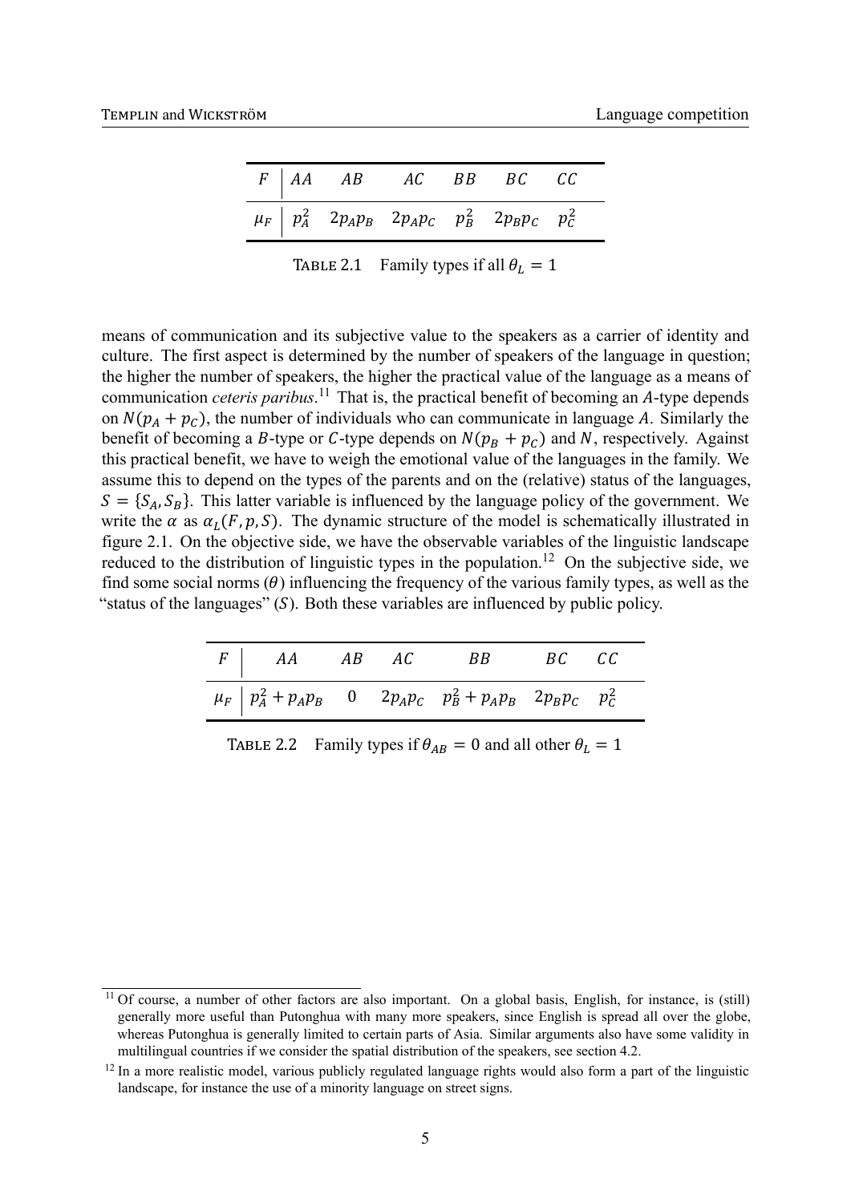| $F$ | $AA$ | $AB$ | $AC$ | $BB$ | $BC$ | $CC$ |
|---|---|---|---|---|---|---|
| $\mu_F$ | $p_A^2$ | $2p_Ap_B$ | $2p_Ap_C$ | $p_B^2$ | $2p_Bp_C$ | $p_C^2$ |

TABLE 2.1 Family types if all $\theta_L = 1$

means of communication and its subjective value to the speakers as a carrier of identity and culture. The first aspect is determined by the number of speakers of the language in question; the higher the number of speakers, the higher the practical value of the language as a means of communication *ceteris paribus*.[11] That is, the practical benefit of becoming an $A$-type depends on $N(p_A + p_C)$, the number of individuals who can communicate in language $A$. Similarly the benefit of becoming a $B$-type or $C$-type depends on $N(p_B + p_C)$ and $N$, respectively. Against this practical benefit, we have to weigh the emotional value of the languages in the family. We assume this to depend on the types of the parents and on the (relative) status of the languages, $S = \{S_A, S_B\}$. This latter variable is influenced by the language policy of the government. We write the $\alpha$ as $\alpha_L(F, p, S)$. The dynamic structure of the model is schematically illustrated in figure 2.1. On the objective side, we have the observable variables of the linguistic landscape reduced to the distribution of linguistic types in the population.[12] On the subjective side, we find some social norms ($\theta$) influencing the frequency of the various family types, as well as the "status of the languages" ($S$). Both these variables are influenced by public policy.

| $F$ | $AA$ | $AB$ | $AC$ | $BB$ | $BC$ | $CC$ |
|---|---|---|---|---|---|---|
| $\mu_F$ | $p_A^2 + p_Ap_B$ | $0$ | $2p_Ap_C$ | $p_B^2 + p_Ap_B$ | $2p_Bp_C$ | $p_C^2$ |

TABLE 2.2 Family types if $\theta_{AB} = 0$ and all other $\theta_L = 1$

[11] Of course, a number of other factors are also important. On a global basis, English, for instance, is (still) generally more useful than Putonghua with many more speakers, since English is spread all over the globe, whereas Putonghua is generally limited to certain parts of Asia. Similar arguments also have some validity in multilingual countries if we consider the spatial distribution of the speakers, see section 4.2.

[12] In a more realistic model, various publicly regulated language rights would also form a part of the linguistic landscape, for instance the use of a minority language on street signs.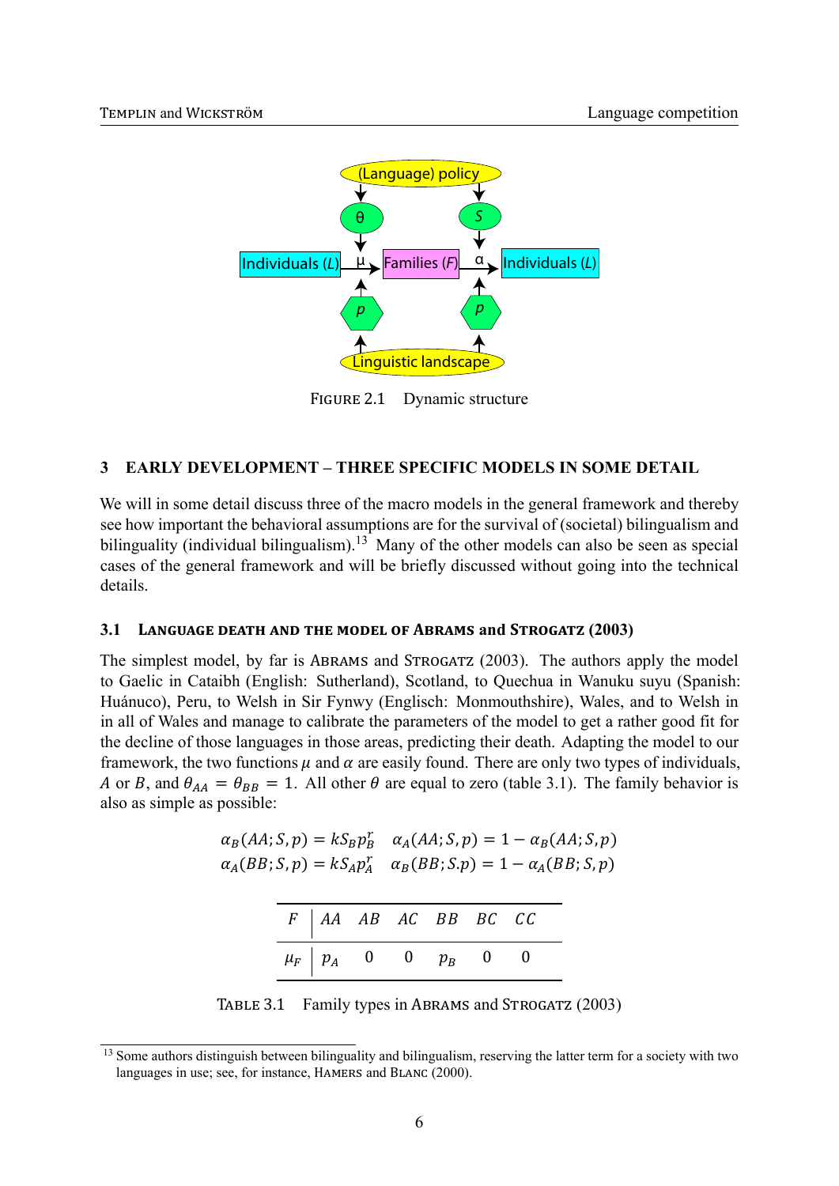FIGURE 2.1 Dynamic structure

## 3 EARLY DEVELOPMENT – THREE SPECIFIC MODELS IN SOME DETAIL

We will in some detail discuss three of the macro models in the general framework and thereby see how important the behavioral assumptions are for the survival of (societal) bilingualism and bilinguality (individual bilingualism).[13] Many of the other models can also be seen as special cases of the general framework and will be briefly discussed without going into the technical details.

### 3.1 LANGUAGE DEATH AND THE MODEL OF ABRAMS and STROGATZ (2003)

The simplest model, by far is ABRAMS and STROGATZ (2003). The authors apply the model to Gaelic in Cataibh (English: Sutherland), Scotland, to Quechua in Wanuku suyu (Spanish: Huánuco), Peru, to Welsh in Sir Fynwy (Englisch: Monmouthshire), Wales, and to Welsh in in all of Wales and manage to calibrate the parameters of the model to get a rather good fit for the decline of those languages in those areas, predicting their death. Adapting the model to our framework, the two functions $\mu$ and $\alpha$ are easily found. There are only two types of individuals, $A$ or $B$, and $\theta_{AA} = \theta_{BB} = 1$. All other $\theta$ are equal to zero (table 3.1). The family behavior is also as simple as possible:

$$\alpha_B(AA; S, p) = kS_B p_B^r \quad \alpha_A(AA; S, p) = 1 - \alpha_B(AA; S, p)$$
$$\alpha_A(BB; S, p) = kS_A p_A^r \quad \alpha_B(BB; S.p) = 1 - \alpha_A(BB; S, p)$$

| $F$ | $AA$ | $AB$ | $AC$ | $BB$ | $BC$ | $CC$ |
|---|---|---|---|---|---|---|
| $\mu_F$ | $p_A$ | 0 | 0 | $p_B$ | 0 | 0 |

TABLE 3.1 Family types in ABRAMS and STROGATZ (2003)

[13] Some authors distinguish between bilinguality and bilingualism, reserving the latter term for a society with two languages in use; see, for instance, HAMERS and BLANC (2000).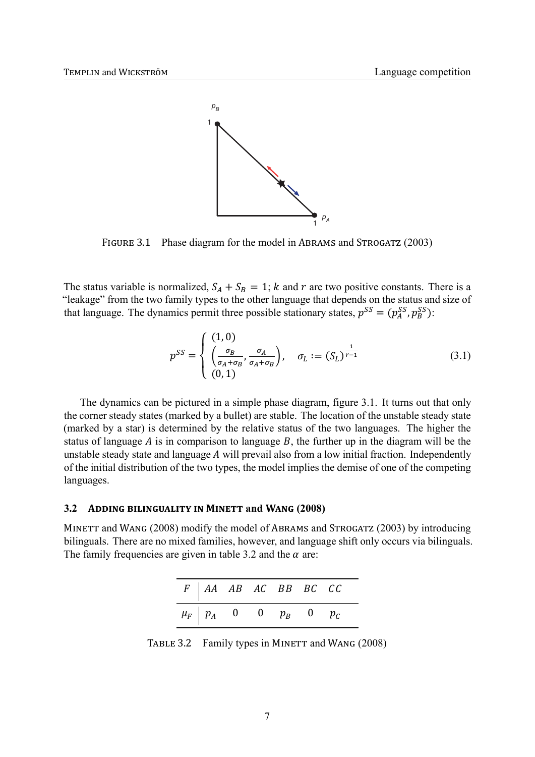FIGURE 3.1 Phase diagram for the model in ABRAMS and STROGATZ (2003)

The status variable is normalized, $S_A + S_B = 1$; $k$ and $r$ are two positive constants. There is a "leakage" from the two family types to the other language that depends on the status and size of that language. The dynamics permit three possible stationary states, $p^{SS} = (p_A^{SS}, p_B^{SS})$:

$$p^{SS} = \begin{cases} (1,0) \\ \left(\frac{\sigma_B}{\sigma_A+\sigma_B}, \frac{\sigma_A}{\sigma_A+\sigma_B}\right), \quad \sigma_L := (S_L)^{\frac{1}{r-1}} \\ (0,1) \end{cases} \tag{3.1}$$

The dynamics can be pictured in a simple phase diagram, figure 3.1. It turns out that only the corner steady states (marked by a bullet) are stable. The location of the unstable steady state (marked by a star) is determined by the relative status of the two languages. The higher the status of language $A$ is in comparison to language $B$, the further up in the diagram will be the unstable steady state and language $A$ will prevail also from a low initial fraction. Independently of the initial distribution of the two types, the model implies the demise of one of the competing languages.

### 3.2 ADDING BILINGUALITY IN MINETT and WANG (2008)

MINETT and WANG (2008) modify the model of ABRAMS and STROGATZ (2003) by introducing bilinguals. There are no mixed families, however, and language shift only occurs via bilinguals. The family frequencies are given in table 3.2 and the $\alpha$ are:

| $F$ | $AA$ | $AB$ | $AC$ | $BB$ | $BC$ | $CC$ |
|---|---|---|---|---|---|---|
| $\mu_F$ | $p_A$ | 0 | 0 | $p_B$ | 0 | $p_C$ |

TABLE 3.2 Family types in MINETT and WANG (2008)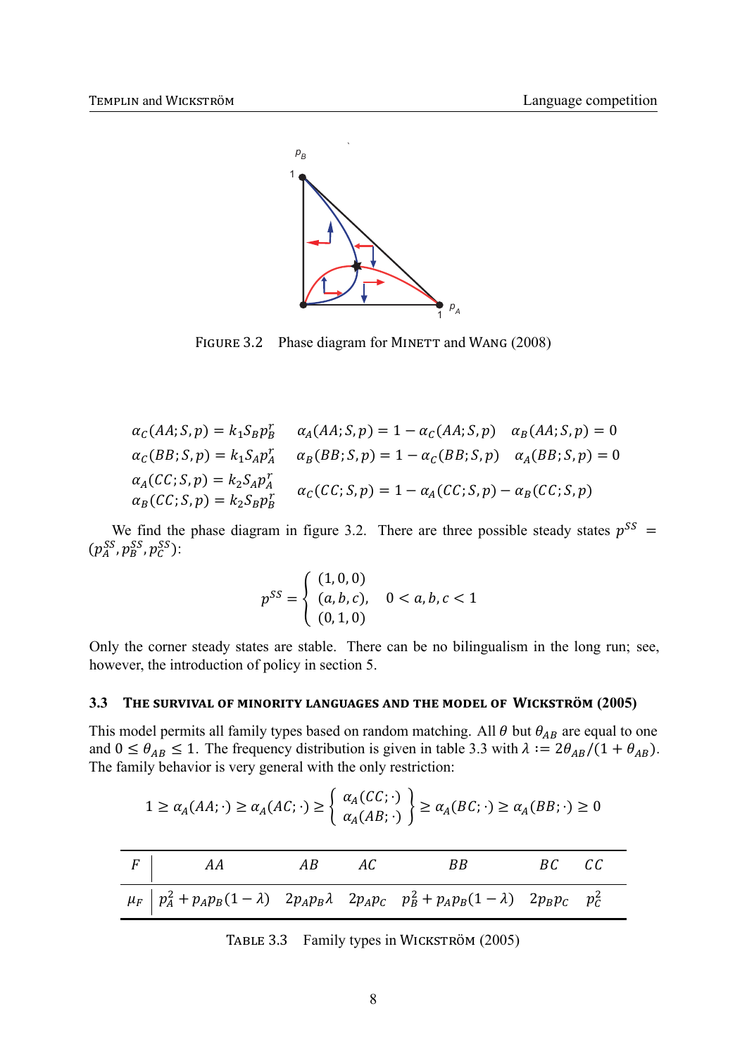FIGURE 3.2 Phase diagram for MINETT and WANG (2008)

$$
\begin{array}{lll}
\alpha_C(AA;S,p) = k_1 S_B p_B^r & \alpha_A(AA;S,p) = 1 - \alpha_C(AA;S,p) & \alpha_B(AA;S,p) = 0 \\
\alpha_C(BB;S,p) = k_1 S_A p_A^r & \alpha_B(BB;S,p) = 1 - \alpha_C(BB;S,p) & \alpha_A(BB;S,p) = 0 \\
\alpha_A(CC;S,p) = k_2 S_A p_A^r & \alpha_C(CC;S,p) = 1 - \alpha_A(CC;S,p) - \alpha_B(CC;S,p) & \\
\alpha_B(CC;S,p) = k_2 S_B p_B^r & &
\end{array}
$$

We find the phase diagram in figure 3.2. There are three possible steady states $p^{SS} = (p_A^{SS}, p_B^{SS}, p_C^{SS})$:

$$
p^{SS} = \begin{cases} (1,0,0) \\ (a,b,c), \quad 0 < a,b,c < 1 \\ (0,1,0) \end{cases}
$$

Only the corner steady states are stable. There can be no bilingualism in the long run; see, however, the introduction of policy in section 5.

### 3.3 THE SURVIVAL OF MINORITY LANGUAGES AND THE MODEL OF WICKSTRÖM (2005)

This model permits all family types based on random matching. All $\theta$ but $\theta_{AB}$ are equal to one and $0 \leq \theta_{AB} \leq 1$. The frequency distribution is given in table 3.3 with $\lambda := 2\theta_{AB}/(1+\theta_{AB})$. The family behavior is very general with the only restriction:

$$
1 \geq \alpha_A(AA;\cdot) \geq \alpha_A(AC;\cdot) \geq \left\{ \begin{array}{c} \alpha_A(CC;\cdot) \\ \alpha_A(AB;\cdot) \end{array} \right\} \geq \alpha_A(BC;\cdot) \geq \alpha_A(BB;\cdot) \geq 0
$$

| $F$ | $AA$ | $AB$ | $AC$ | $BB$ | $BC$ | $CC$ |
|---|---|---|---|---|---|---|
| $\mu_F$ | $p_A^2 + p_A p_B(1-\lambda)$ | $2p_A p_B \lambda$ | $2p_A p_C$ | $p_B^2 + p_A p_B(1-\lambda)$ | $2p_B p_C$ | $p_C^2$ |

TABLE 3.3 Family types in WICKSTRÖM (2005)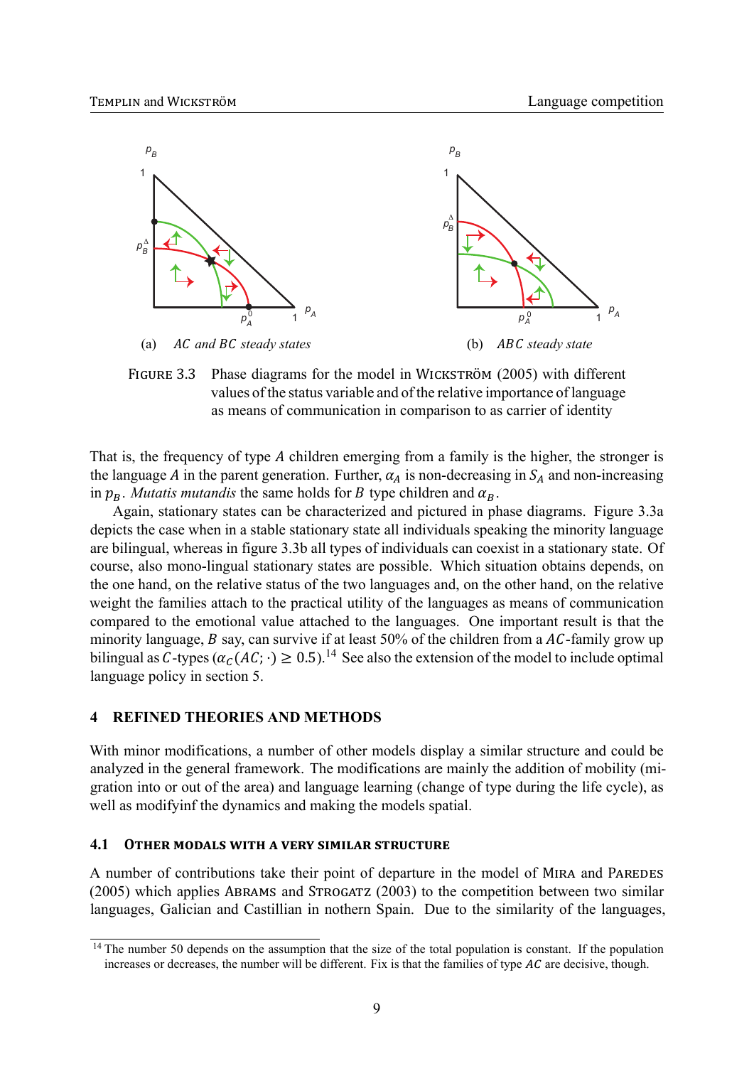(a) *AC and BC steady states* (b) *ABC steady state*

FIGURE 3.3 Phase diagrams for the model in WICKSTRÖM (2005) with different values of the status variable and of the relative importance of language as means of communication in comparison to as carrier of identity

That is, the frequency of type $A$ children emerging from a family is the higher, the stronger is the language $A$ in the parent generation. Further, $\alpha_A$ is non-decreasing in $S_A$ and non-increasing in $p_B$. *Mutatis mutandis* the same holds for $B$ type children and $\alpha_B$.

Again, stationary states can be characterized and pictured in phase diagrams. Figure 3.3a depicts the case when in a stable stationary state all individuals speaking the minority language are bilingual, whereas in figure 3.3b all types of individuals can coexist in a stationary state. Of course, also mono-lingual stationary states are possible. Which situation obtains depends, on the one hand, on the relative status of the two languages and, on the other hand, on the relative weight the families attach to the practical utility of the languages as means of communication compared to the emotional value attached to the languages. One important result is that the minority language, $B$ say, can survive if at least 50% of the children from a $AC$-family grow up bilingual as $C$-types ($\alpha_C(AC;\cdot) \geq 0.5$).[14] See also the extension of the model to include optimal language policy in section 5.

## 4 REFINED THEORIES AND METHODS

With minor modifications, a number of other models display a similar structure and could be analyzed in the general framework. The modifications are mainly the addition of mobility (migration into or out of the area) and language learning (change of type during the life cycle), as well as modifyinf the dynamics and making the models spatial.

### 4.1 OTHER MODALS WITH A VERY SIMILAR STRUCTURE

A number of contributions take their point of departure in the model of MIRA and PAREDES (2005) which applies ABRAMS and STROGATZ (2003) to the competition between two similar languages, Galician and Castillian in nothern Spain. Due to the similarity of the languages,

[14] The number 50 depends on the assumption that the size of the total population is constant. If the population increases or decreases, the number will be different. Fix is that the families of type $AC$ are decisive, though.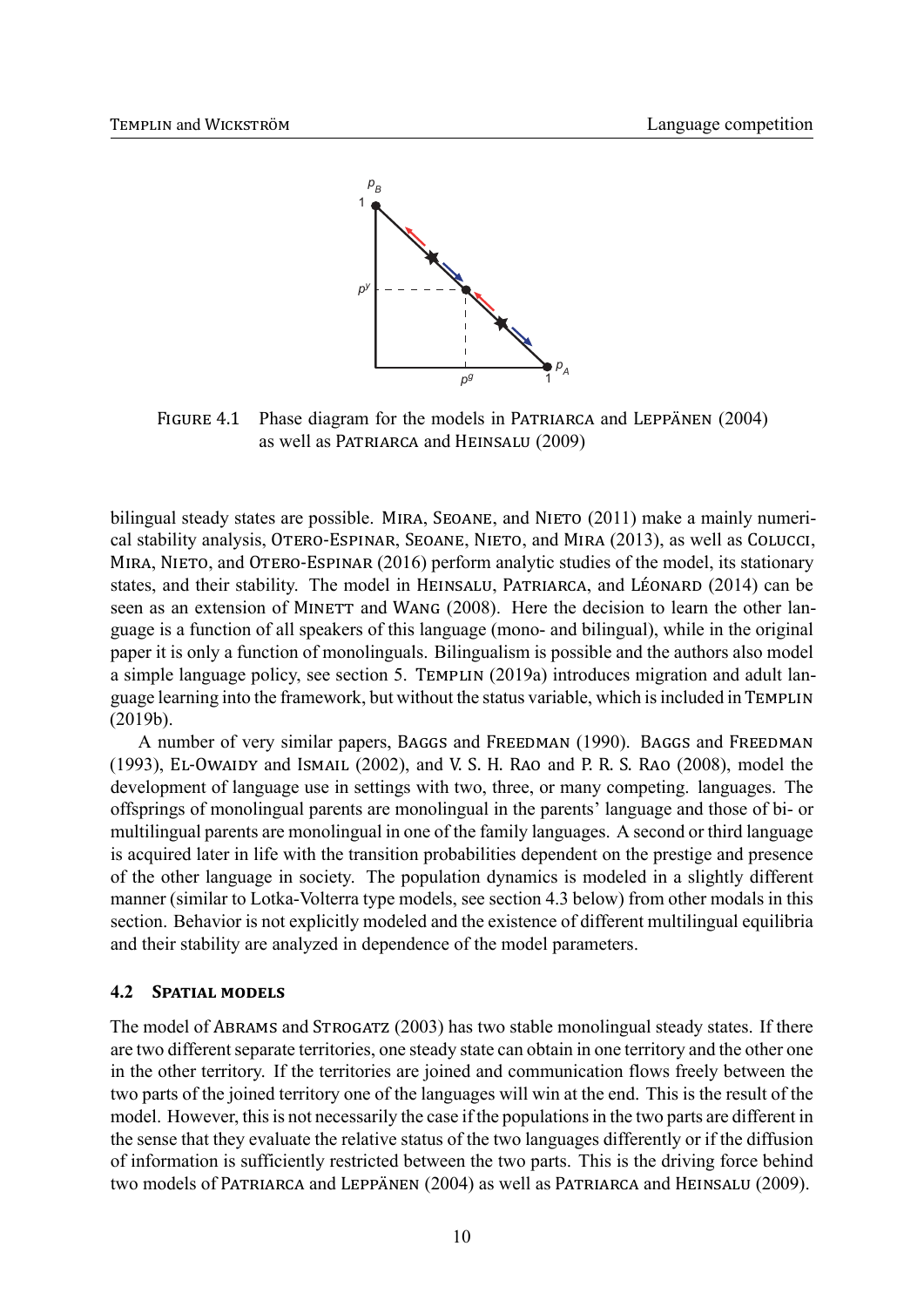FIGURE 4.1 Phase diagram for the models in PATRIARCA and LEPPÄNEN (2004) as well as PATRIARCA and HEINSALU (2009)

bilingual steady states are possible. MIRA, SEOANE, and NIETO (2011) make a mainly numerical stability analysis, OTERO-ESPINAR, SEOANE, NIETO, and MIRA (2013), as well as COLUCCI, MIRA, NIETO, and OTERO-ESPINAR (2016) perform analytic studies of the model, its stationary states, and their stability. The model in HEINSALU, PATRIARCA, and LÉONARD (2014) can be seen as an extension of MINETT and WANG (2008). Here the decision to learn the other language is a function of all speakers of this language (mono- and bilingual), while in the original paper it is only a function of monolinguals. Bilingualism is possible and the authors also model a simple language policy, see section 5. TEMPLIN (2019a) introduces migration and adult language learning into the framework, but without the status variable, which is included in TEMPLIN (2019b).

A number of very similar papers, BAGGS and FREEDMAN (1990). BAGGS and FREEDMAN (1993), EL-OWAIDY and ISMAIL (2002), and V. S. H. RAO and P. R. S. RAO (2008), model the development of language use in settings with two, three, or many competing. languages. The offsprings of monolingual parents are monolingual in the parents' language and those of bi- or multilingual parents are monolingual in one of the family languages. A second or third language is acquired later in life with the transition probabilities dependent on the prestige and presence of the other language in society. The population dynamics is modeled in a slightly different manner (similar to Lotka-Volterra type models, see section 4.3 below) from other modals in this section. Behavior is not explicitly modeled and the existence of different multilingual equilibria and their stability are analyzed in dependence of the model parameters.

## 4.2 SPATIAL MODELS

The model of ABRAMS and STROGATZ (2003) has two stable monolingual steady states. If there are two different separate territories, one steady state can obtain in one territory and the other one in the other territory. If the territories are joined and communication flows freely between the two parts of the joined territory one of the languages will win at the end. This is the result of the model. However, this is not necessarily the case if the populations in the two parts are different in the sense that they evaluate the relative status of the two languages differently or if the diffusion of information is sufficiently restricted between the two parts. This is the driving force behind two models of PATRIARCA and LEPPÄNEN (2004) as well as PATRIARCA and HEINSALU (2009).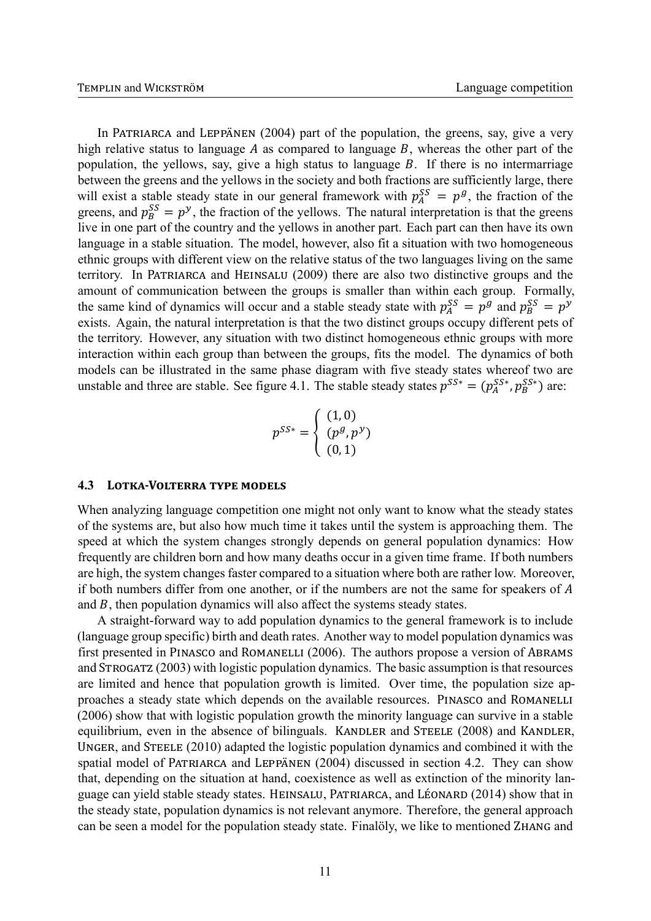In PATRIARCA and LEPPÄNEN (2004) part of the population, the greens, say, give a very high relative status to language $A$ as compared to language $B$, whereas the other part of the population, the yellows, say, give a high status to language $B$. If there is no intermarriage between the greens and the yellows in the society and both fractions are sufficiently large, there will exist a stable steady state in our general framework with $p_A^{SS} = p^g$, the fraction of the greens, and $p_B^{SS} = p^y$, the fraction of the yellows. The natural interpretation is that the greens live in one part of the country and the yellows in another part. Each part can then have its own language in a stable situation. The model, however, also fit a situation with two homogeneous ethnic groups with different view on the relative status of the two languages living on the same territory. In PATRIARCA and HEINSALU (2009) there are also two distinctive groups and the amount of communication between the groups is smaller than within each group. Formally, the same kind of dynamics will occur and a stable steady state with $p_A^{SS} = p^g$ and $p_B^{SS} = p^y$ exists. Again, the natural interpretation is that the two distinct groups occupy different pets of the territory. However, any situation with two distinct homogeneous ethnic groups with more interaction within each group than between the groups, fits the model. The dynamics of both models can be illustrated in the same phase diagram with five steady states whereof two are unstable and three are stable. See figure 4.1. The stable steady states $p^{SS*} = (p_A^{SS*}, p_B^{SS*})$ are:

$$p^{SS*} = \begin{cases} (1, 0) \\ (p^g, p^y) \\ (0, 1) \end{cases}$$

### 4.3 LOTKA-VOLTERRA TYPE MODELS

When analyzing language competition one might not only want to know what the steady states of the systems are, but also how much time it takes until the system is approaching them. The speed at which the system changes strongly depends on general population dynamics: How frequently are children born and how many deaths occur in a given time frame. If both numbers are high, the system changes faster compared to a situation where both are rather low. Moreover, if both numbers differ from one another, or if the numbers are not the same for speakers of $A$ and $B$, then population dynamics will also affect the systems steady states.

A straight-forward way to add population dynamics to the general framework is to include (language group specific) birth and death rates. Another way to model population dynamics was first presented in PINASCO and ROMANELLI (2006). The authors propose a version of ABRAMS and STROGATZ (2003) with logistic population dynamics. The basic assumption is that resources are limited and hence that population growth is limited. Over time, the population size approaches a steady state which depends on the available resources. PINASCO and ROMANELLI (2006) show that with logistic population growth the minority language can survive in a stable equilibrium, even in the absence of bilinguals. KANDLER and STEELE (2008) and KANDLER, UNGER, and STEELE (2010) adapted the logistic population dynamics and combined it with the spatial model of PATRIARCA and LEPPÄNEN (2004) discussed in section 4.2. They can show that, depending on the situation at hand, coexistence as well as extinction of the minority language can yield stable steady states. HEINSALU, PATRIARCA, and LÉONARD (2014) show that in the steady state, population dynamics is not relevant anymore. Therefore, the general approach can be seen a model for the population steady state. Finalöly, we like to mentioned ZHANG and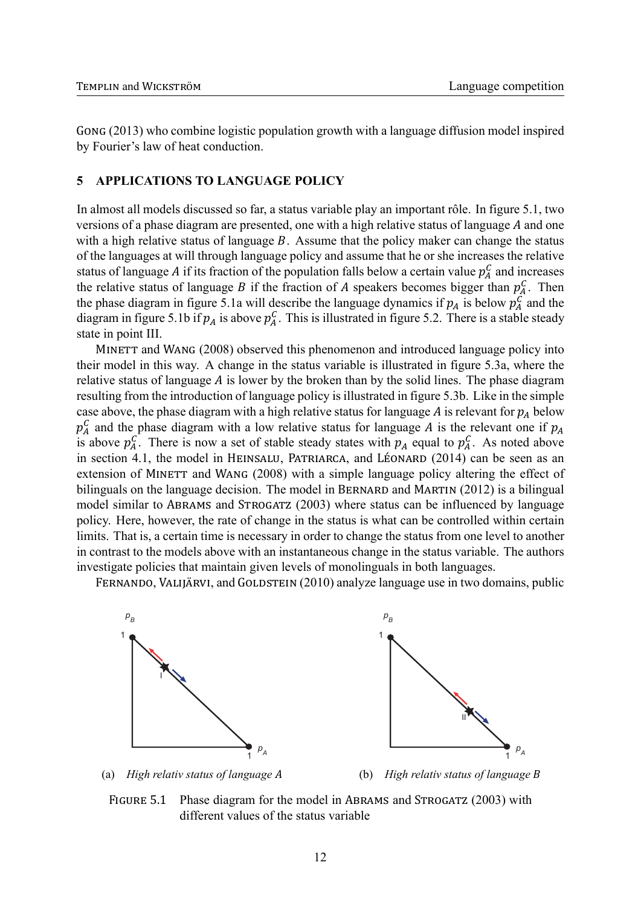GONG (2013) who combine logistic population growth with a language diffusion model inspired by Fourier's law of heat conduction.

## 5 APPLICATIONS TO LANGUAGE POLICY

In almost all models discussed so far, a status variable play an important rôle. In figure 5.1, two versions of a phase diagram are presented, one with a high relative status of language $A$ and one with a high relative status of language $B$. Assume that the policy maker can change the status of the languages at will through language policy and assume that he or she increases the relative status of language $A$ if its fraction of the population falls below a certain value $p_A^C$ and increases the relative status of language $B$ if the fraction of $A$ speakers becomes bigger than $p_A^C$. Then the phase diagram in figure 5.1a will describe the language dynamics if $p_A$ is below $p_A^C$ and the diagram in figure 5.1b if $p_A$ is above $p_A^C$. This is illustrated in figure 5.2. There is a stable steady state in point III.

MINETT and WANG (2008) observed this phenomenon and introduced language policy into their model in this way. A change in the status variable is illustrated in figure 5.3a, where the relative status of language $A$ is lower by the broken than by the solid lines. The phase diagram resulting from the introduction of language policy is illustrated in figure 5.3b. Like in the simple case above, the phase diagram with a high relative status for language $A$ is relevant for $p_A$ below $p_A^C$ and the phase diagram with a low relative status for language $A$ is the relevant one if $p_A$ is above $p_A^C$. There is now a set of stable steady states with $p_A$ equal to $p_A^C$. As noted above in section 4.1, the model in HEINSALU, PATRIARCA, and LÉONARD (2014) can be seen as an extension of MINETT and WANG (2008) with a simple language policy altering the effect of bilinguals on the language decision. The model in BERNARD and MARTIN (2012) is a bilingual model similar to ABRAMS and STROGATZ (2003) where status can be influenced by language policy. Here, however, the rate of change in the status is what can be controlled within certain limits. That is, a certain time is necessary in order to change the status from one level to another in contrast to the models above with an instantaneous change in the status variable. The authors investigate policies that maintain given levels of monolinguals in both languages.

FERNANDO, VALIJÄRVI, and GOLDSTEIN (2010) analyze language use in two domains, public

(a) *High relativ status of language A*

(b) *High relativ status of language B*

FIGURE 5.1 Phase diagram for the model in ABRAMS and STROGATZ (2003) with different values of the status variable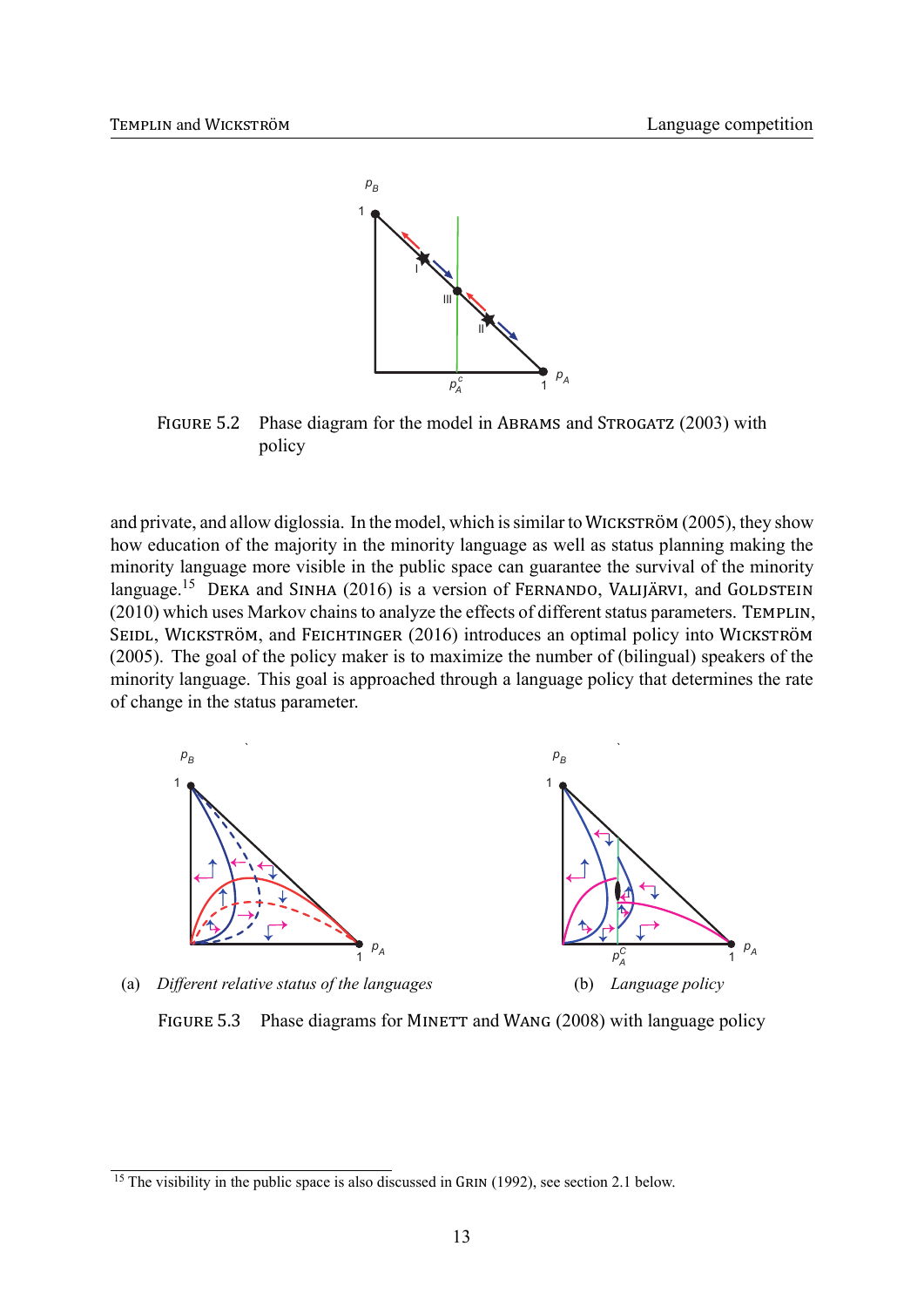FIGURE 5.2 Phase diagram for the model in ABRAMS and STROGATZ (2003) with policy

and private, and allow diglossia. In the model, which is similar to WICKSTRÖM (2005), they show how education of the majority in the minority language as well as status planning making the minority language more visible in the public space can guarantee the survival of the minority language.[15] DEKA and SINHA (2016) is a version of FERNANDO, VALIJÄRVI, and GOLDSTEIN (2010) which uses Markov chains to analyze the effects of different status parameters. TEMPLIN, SEIDL, WICKSTRÖM, and FEICHTINGER (2016) introduces an optimal policy into WICKSTRÖM (2005). The goal of the policy maker is to maximize the number of (bilingual) speakers of the minority language. This goal is approached through a language policy that determines the rate of change in the status parameter.

(a) *Different relative status of the languages*

(b) *Language policy*

FIGURE 5.3 Phase diagrams for MINETT and WANG (2008) with language policy

[15] The visibility in the public space is also discussed in GRIN (1992), see section 2.1 below.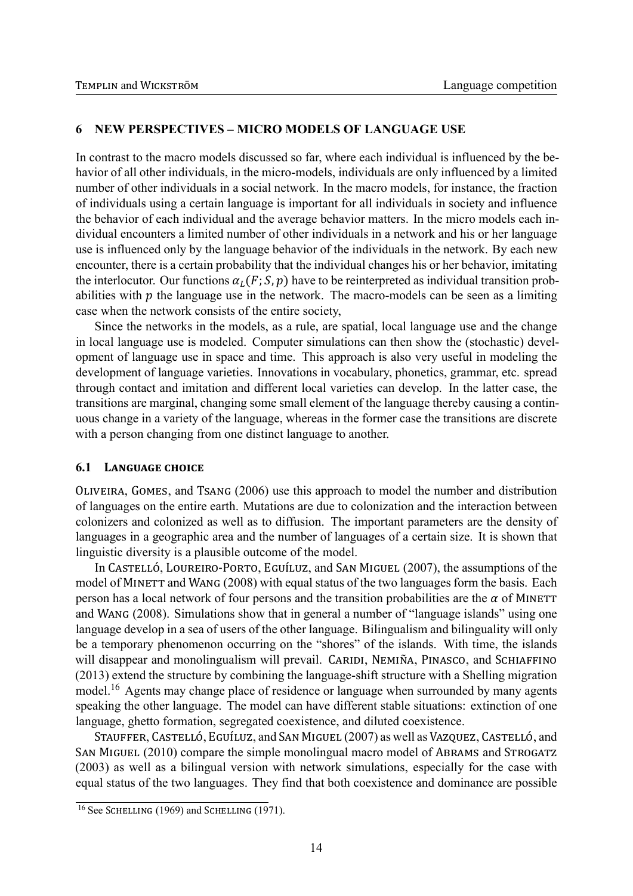## 6 NEW PERSPECTIVES – MICRO MODELS OF LANGUAGE USE

In contrast to the macro models discussed so far, where each individual is influenced by the behavior of all other individuals, in the micro-models, individuals are only influenced by a limited number of other individuals in a social network. In the macro models, for instance, the fraction of individuals using a certain language is important for all individuals in society and influence the behavior of each individual and the average behavior matters. In the micro models each individual encounters a limited number of other individuals in a network and his or her language use is influenced only by the language behavior of the individuals in the network. By each new encounter, there is a certain probability that the individual changes his or her behavior, imitating the interlocutor. Our functions $\alpha_L(F; S, p)$ have to be reinterpreted as individual transition probabilities with $p$ the language use in the network. The macro-models can be seen as a limiting case when the network consists of the entire society,

Since the networks in the models, as a rule, are spatial, local language use and the change in local language use is modeled. Computer simulations can then show the (stochastic) development of language use in space and time. This approach is also very useful in modeling the development of language varieties. Innovations in vocabulary, phonetics, grammar, etc. spread through contact and imitation and different local varieties can develop. In the latter case, the transitions are marginal, changing some small element of the language thereby causing a continuous change in a variety of the language, whereas in the former case the transitions are discrete with a person changing from one distinct language to another.

### 6.1 LANGUAGE CHOICE

OLIVEIRA, GOMES, and TSANG (2006) use this approach to model the number and distribution of languages on the entire earth. Mutations are due to colonization and the interaction between colonizers and colonized as well as to diffusion. The important parameters are the density of languages in a geographic area and the number of languages of a certain size. It is shown that linguistic diversity is a plausible outcome of the model.

In CASTELLÓ, LOUREIRO-PORTO, EGUÍLUZ, and SAN MIGUEL (2007), the assumptions of the model of MINETT and WANG (2008) with equal status of the two languages form the basis. Each person has a local network of four persons and the transition probabilities are the $\alpha$ of MINETT and WANG (2008). Simulations show that in general a number of "language islands" using one language develop in a sea of users of the other language. Bilingualism and bilinguality will only be a temporary phenomenon occurring on the "shores" of the islands. With time, the islands will disappear and monolingualism will prevail. CARIDI, NEMIÑA, PINASCO, and SCHIAFFINO (2013) extend the structure by combining the language-shift structure with a Shelling migration model.[16] Agents may change place of residence or language when surrounded by many agents speaking the other language. The model can have different stable situations: extinction of one language, ghetto formation, segregated coexistence, and diluted coexistence.

STAUFFER, CASTELLÓ, EGUÍLUZ, and SAN MIGUEL (2007) as well as VAZQUEZ, CASTELLÓ, and SAN MIGUEL (2010) compare the simple monolingual macro model of ABRAMS and STROGATZ (2003) as well as a bilingual version with network simulations, especially for the case with equal status of the two languages. They find that both coexistence and dominance are possible

[16] See SCHELLING (1969) and SCHELLING (1971).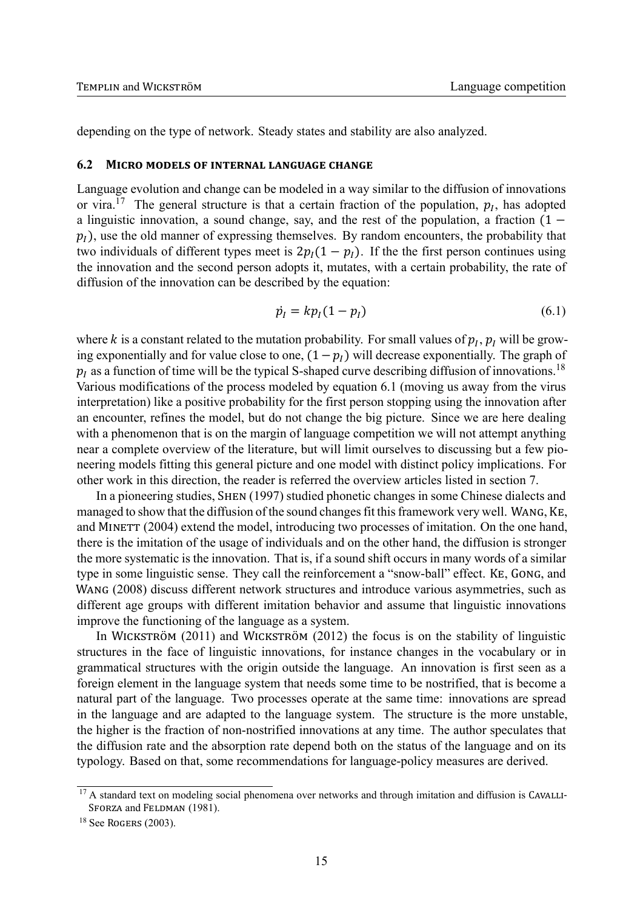depending on the type of network. Steady states and stability are also analyzed.

### 6.2 Micro models of internal language change

Language evolution and change can be modeled in a way similar to the diffusion of innovations or vira.[17] The general structure is that a certain fraction of the population, $p_I$, has adopted a linguistic innovation, a sound change, say, and the rest of the population, a fraction $(1 - p_I)$, use the old manner of expressing themselves. By random encounters, the probability that two individuals of different types meet is $2p_I(1 - p_I)$. If the the first person continues using the innovation and the second person adopts it, mutates, with a certain probability, the rate of diffusion of the innovation can be described by the equation:

$$\dot{p_I} = kp_I(1 - p_I) \tag{6.1}$$

where $k$ is a constant related to the mutation probability. For small values of $p_I$, $p_I$ will be growing exponentially and for value close to one, $(1 - p_I)$ will decrease exponentially. The graph of $p_I$ as a function of time will be the typical S-shaped curve describing diffusion of innovations.[18] Various modifications of the process modeled by equation 6.1 (moving us away from the virus interpretation) like a positive probability for the first person stopping using the innovation after an encounter, refines the model, but do not change the big picture. Since we are here dealing with a phenomenon that is on the margin of language competition we will not attempt anything near a complete overview of the literature, but will limit ourselves to discussing but a few pioneering models fitting this general picture and one model with distinct policy implications. For other work in this direction, the reader is referred the overview articles listed in section 7.

In a pioneering studies, Shen (1997) studied phonetic changes in some Chinese dialects and managed to show that the diffusion of the sound changes fit this framework very well. Wang, Ke, and Minett (2004) extend the model, introducing two processes of imitation. On the one hand, there is the imitation of the usage of individuals and on the other hand, the diffusion is stronger the more systematic is the innovation. That is, if a sound shift occurs in many words of a similar type in some linguistic sense. They call the reinforcement a "snow-ball" effect. Ke, Gong, and Wang (2008) discuss different network structures and introduce various asymmetries, such as different age groups with different imitation behavior and assume that linguistic innovations improve the functioning of the language as a system.

In Wickström (2011) and Wickström (2012) the focus is on the stability of linguistic structures in the face of linguistic innovations, for instance changes in the vocabulary or in grammatical structures with the origin outside the language. An innovation is first seen as a foreign element in the language system that needs some time to be nostrified, that is become a natural part of the language. Two processes operate at the same time: innovations are spread in the language and are adapted to the language system. The structure is the more unstable, the higher is the fraction of non-nostrified innovations at any time. The author speculates that the diffusion rate and the absorption rate depend both on the status of the language and on its typology. Based on that, some recommendations for language-policy measures are derived.

---

[17] A standard text on modeling social phenomena over networks and through imitation and diffusion is Cavalli-Sforza and Feldman (1981).

[18] See Rogers (2003).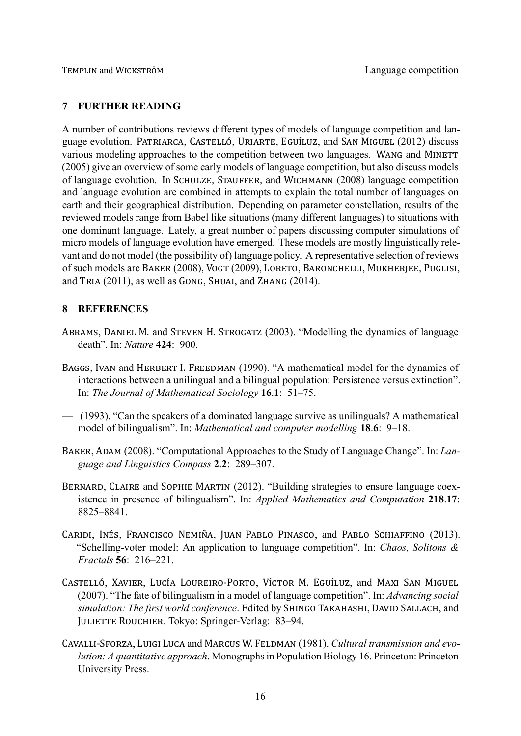## 7 FURTHER READING

A number of contributions reviews different types of models of language competition and language evolution. Patriarca, Castelló, Uriarte, Eguíluz, and San Miguel (2012) discuss various modeling approaches to the competition between two languages. Wang and Minett (2005) give an overview of some early models of language competition, but also discuss models of language evolution. In Schulze, Stauffer, and Wichmann (2008) language competition and language evolution are combined in attempts to explain the total number of languages on earth and their geographical distribution. Depending on parameter constellation, results of the reviewed models range from Babel like situations (many different languages) to situations with one dominant language. Lately, a great number of papers discussing computer simulations of micro models of language evolution have emerged. These models are mostly linguistically relevant and do not model (the possibility of) language policy. A representative selection of reviews of such models are Baker (2008), Vogt (2009), Loreto, Baronchelli, Mukherjee, Puglisi, and Tria (2011), as well as Gong, Shuai, and Zhang (2014).

## 8 REFERENCES

Abrams, Daniel M. and Steven H. Strogatz (2003). "Modelling the dynamics of language death". In: *Nature* **424**: 900.

Baggs, Ivan and Herbert I. Freedman (1990). "A mathematical model for the dynamics of interactions between a unilingual and a bilingual population: Persistence versus extinction". In: *The Journal of Mathematical Sociology* **16**.**1**: 51–75.

— (1993). "Can the speakers of a dominated language survive as unilinguals? A mathematical model of bilingualism". In: *Mathematical and computer modelling* **18**.**6**: 9–18.

Baker, Adam (2008). "Computational Approaches to the Study of Language Change". In: *Language and Linguistics Compass* **2**.**2**: 289–307.

Bernard, Claire and Sophie Martin (2012). "Building strategies to ensure language coexistence in presence of bilingualism". In: *Applied Mathematics and Computation* **218**.**17**: 8825–8841.

Caridi, Inés, Francisco Nemiña, Juan Pablo Pinasco, and Pablo Schiaffino (2013). "Schelling-voter model: An application to language competition". In: *Chaos, Solitons & Fractals* **56**: 216–221.

Castelló, Xavier, Lucía Loureiro-Porto, Víctor M. Eguíluz, and Maxi San Miguel (2007). "The fate of bilingualism in a model of language competition". In: *Advancing social simulation: The first world conference*. Edited by Shingo Takahashi, David Sallach, and Juliette Rouchier. Tokyo: Springer-Verlag: 83–94.

Cavalli-Sforza, Luigi Luca and Marcus W. Feldman (1981). *Cultural transmission and evolution: A quantitative approach*. Monographs in Population Biology 16. Princeton: Princeton University Press.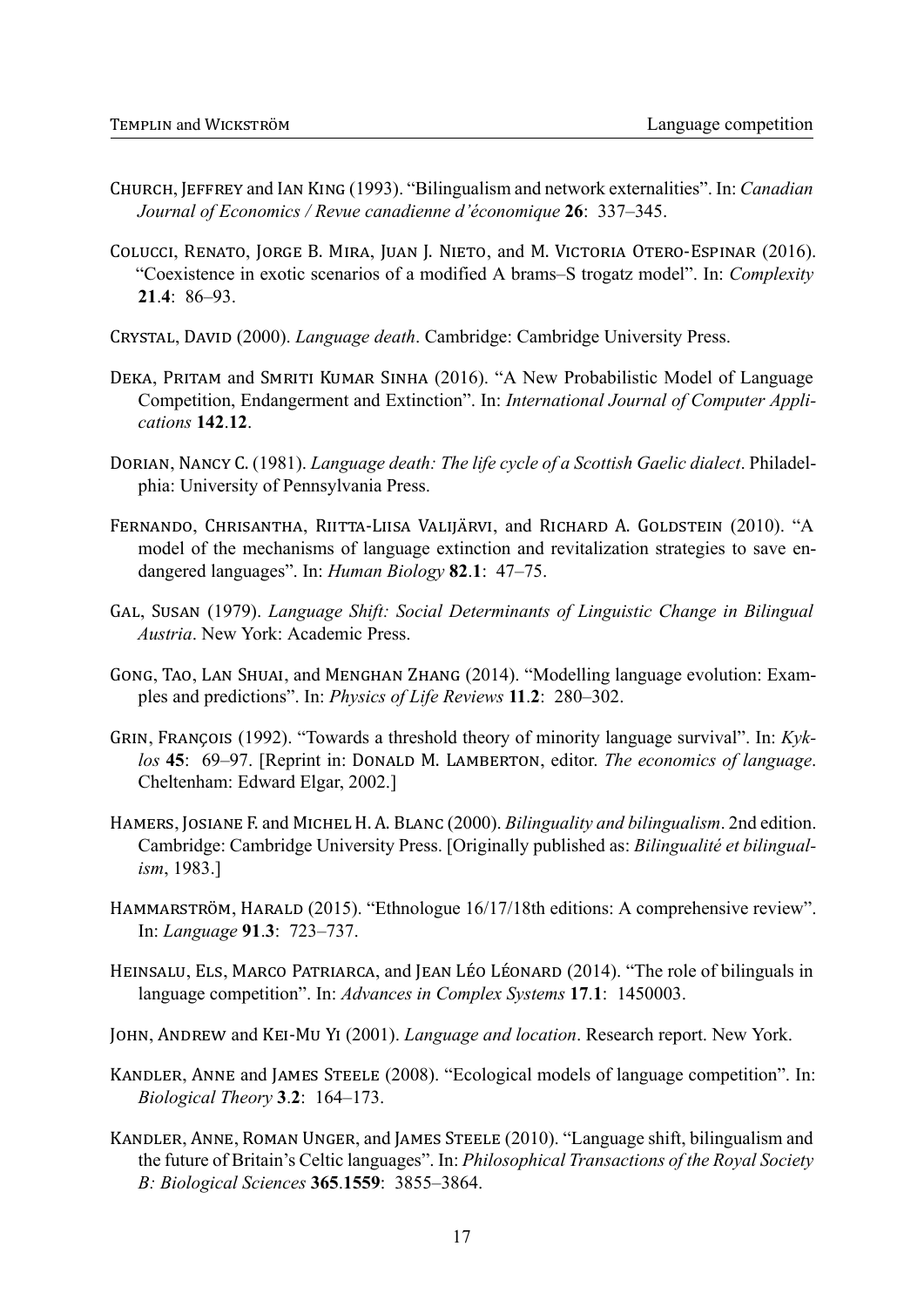Church, Jeffrey and Ian King (1993). "Bilingualism and network externalities". In: *Canadian Journal of Economics / Revue canadienne d'économique* **26**: 337–345.

Colucci, Renato, Jorge B. Mira, Juan J. Nieto, and M. Victoria Otero-Espinar (2016). "Coexistence in exotic scenarios of a modified A brams–S trogatz model". In: *Complexity* **21**.**4**: 86–93.

Crystal, David (2000). *Language death*. Cambridge: Cambridge University Press.

Deka, Pritam and Smriti Kumar Sinha (2016). "A New Probabilistic Model of Language Competition, Endangerment and Extinction". In: *International Journal of Computer Applications* **142**.**12**.

Dorian, Nancy C. (1981). *Language death: The life cycle of a Scottish Gaelic dialect*. Philadelphia: University of Pennsylvania Press.

Fernando, Chrisantha, Riitta-Liisa Valijärvi, and Richard A. Goldstein (2010). "A model of the mechanisms of language extinction and revitalization strategies to save endangered languages". In: *Human Biology* **82**.**1**: 47–75.

Gal, Susan (1979). *Language Shift: Social Determinants of Linguistic Change in Bilingual Austria*. New York: Academic Press.

Gong, Tao, Lan Shuai, and Menghan Zhang (2014). "Modelling language evolution: Examples and predictions". In: *Physics of Life Reviews* **11**.**2**: 280–302.

Grin, François (1992). "Towards a threshold theory of minority language survival". In: *Kyklos* **45**: 69–97. [Reprint in: Donald M. Lamberton, editor. *The economics of language*. Cheltenham: Edward Elgar, 2002.]

Hamers, Josiane F. and Michel H. A. Blanc (2000). *Bilinguality and bilingualism*. 2nd edition. Cambridge: Cambridge University Press. [Originally published as: *Bilingualité et bilingualism*, 1983.]

Hammarström, Harald (2015). "Ethnologue 16/17/18th editions: A comprehensive review". In: *Language* **91**.**3**: 723–737.

Heinsalu, Els, Marco Patriarca, and Jean Léo Léonard (2014). "The role of bilinguals in language competition". In: *Advances in Complex Systems* **17**.**1**: 1450003.

John, Andrew and Kei-Mu Yi (2001). *Language and location*. Research report. New York.

Kandler, Anne and James Steele (2008). "Ecological models of language competition". In: *Biological Theory* **3**.**2**: 164–173.

Kandler, Anne, Roman Unger, and James Steele (2010). "Language shift, bilingualism and the future of Britain's Celtic languages". In: *Philosophical Transactions of the Royal Society B: Biological Sciences* **365**.**1559**: 3855–3864.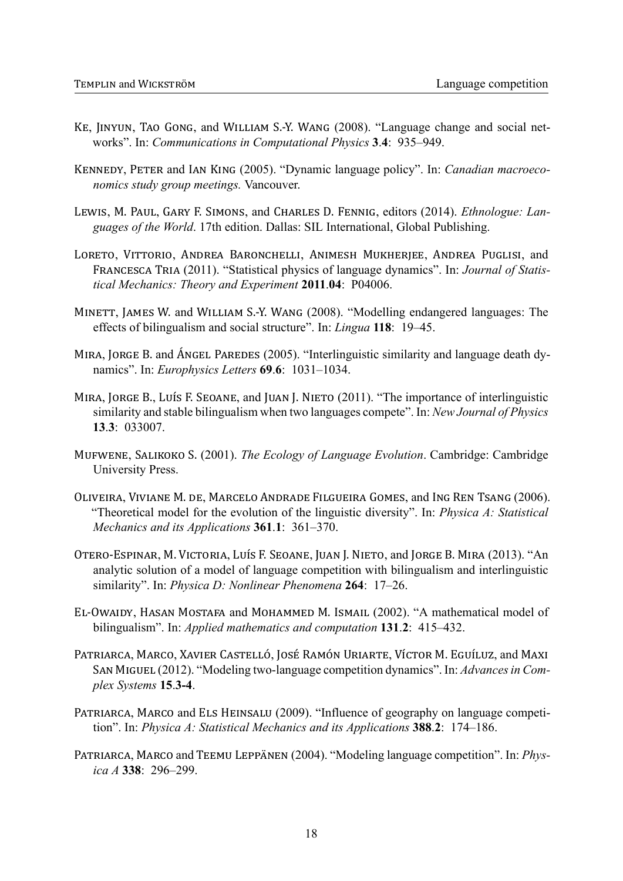Ke, Jinyun, Tao Gong, and William S.-Y. Wang (2008). "Language change and social networks". In: *Communications in Computational Physics* **3**.**4**: 935–949.

Kennedy, Peter and Ian King (2005). "Dynamic language policy". In: *Canadian macroeconomics study group meetings.* Vancouver.

Lewis, M. Paul, Gary F. Simons, and Charles D. Fennig, editors (2014). *Ethnologue: Languages of the World*. 17th edition. Dallas: SIL International, Global Publishing.

Loreto, Vittorio, Andrea Baronchelli, Animesh Mukherjee, Andrea Puglisi, and Francesca Tria (2011). "Statistical physics of language dynamics". In: *Journal of Statistical Mechanics: Theory and Experiment* **2011**.**04**: P04006.

Minett, James W. and William S.-Y. Wang (2008). "Modelling endangered languages: The effects of bilingualism and social structure". In: *Lingua* **118**: 19–45.

Mira, Jorge B. and Ángel Paredes (2005). "Interlinguistic similarity and language death dynamics". In: *Europhysics Letters* **69**.**6**: 1031–1034.

Mira, Jorge B., Luís F. Seoane, and Juan J. Nieto (2011). "The importance of interlinguistic similarity and stable bilingualism when two languages compete". In: *New Journal of Physics* **13**.**3**: 033007.

Mufwene, Salikoko S. (2001). *The Ecology of Language Evolution*. Cambridge: Cambridge University Press.

Oliveira, Viviane M. de, Marcelo Andrade Filgueira Gomes, and Ing Ren Tsang (2006). "Theoretical model for the evolution of the linguistic diversity". In: *Physica A: Statistical Mechanics and its Applications* **361**.**1**: 361–370.

Otero-Espinar, M. Victoria, Luís F. Seoane, Juan J. Nieto, and Jorge B. Mira (2013). "An analytic solution of a model of language competition with bilingualism and interlinguistic similarity". In: *Physica D: Nonlinear Phenomena* **264**: 17–26.

El-Owaidy, Hasan Mostafa and Mohammed M. Ismail (2002). "A mathematical model of bilingualism". In: *Applied mathematics and computation* **131**.**2**: 415–432.

Patriarca, Marco, Xavier Castelló, José Ramón Uriarte, Víctor M. Eguíluz, and Maxi San Miguel (2012). "Modeling two-language competition dynamics". In: *Advances in Complex Systems* **15**.**3-4**.

Patriarca, Marco and Els Heinsalu (2009). "Influence of geography on language competition". In: *Physica A: Statistical Mechanics and its Applications* **388**.**2**: 174–186.

Patriarca, Marco and Teemu Leppänen (2004). "Modeling language competition". In: *Physica A* **338**: 296–299.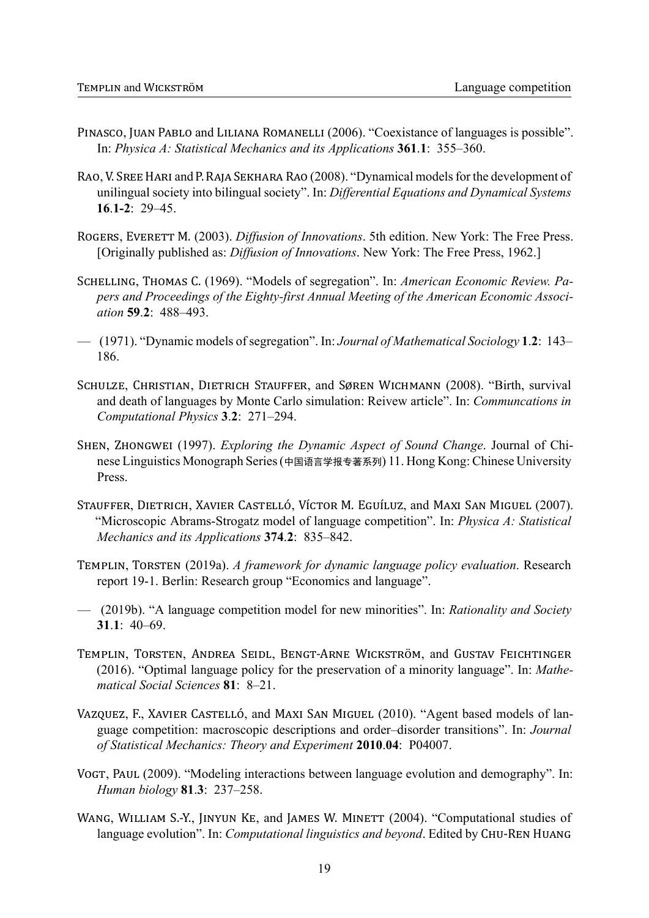Pinasco, Juan Pablo and Liliana Romanelli (2006). "Coexistance of languages is possible". In: *Physica A: Statistical Mechanics and its Applications* **361**.**1**: 355–360.

Rao, V. Sree Hari and P. Raja Sekhara Rao (2008). "Dynamical models for the development of unilingual society into bilingual society". In: *Differential Equations and Dynamical Systems* **16**.**1-2**: 29–45.

Rogers, Everett M. (2003). *Diffusion of Innovations*. 5th edition. New York: The Free Press. [Originally published as: *Diffusion of Innovations*. New York: The Free Press, 1962.]

Schelling, Thomas C. (1969). "Models of segregation". In: *American Economic Review. Papers and Proceedings of the Eighty-first Annual Meeting of the American Economic Association* **59**.**2**: 488–493.

— (1971). "Dynamic models of segregation". In: *Journal of Mathematical Sociology* **1**.**2**: 143–186.

Schulze, Christian, Dietrich Stauffer, and Søren Wichmann (2008). "Birth, survival and death of languages by Monte Carlo simulation: Reivew article". In: *Communcations in Computational Physics* **3**.**2**: 271–294.

Shen, Zhongwei (1997). *Exploring the Dynamic Aspect of Sound Change*. Journal of Chinese Linguistics Monograph Series (中国语言学报专著系列) 11. Hong Kong: Chinese University Press.

Stauffer, Dietrich, Xavier Castelló, Víctor M. Eguíluz, and Maxi San Miguel (2007). "Microscopic Abrams-Strogatz model of language competition". In: *Physica A: Statistical Mechanics and its Applications* **374**.**2**: 835–842.

Templin, Torsten (2019a). *A framework for dynamic language policy evaluation*. Research report 19-1. Berlin: Research group "Economics and language".

— (2019b). "A language competition model for new minorities". In: *Rationality and Society* **31**.**1**: 40–69.

Templin, Torsten, Andrea Seidl, Bengt-Arne Wickström, and Gustav Feichtinger (2016). "Optimal language policy for the preservation of a minority language". In: *Mathematical Social Sciences* **81**: 8–21.

Vazquez, F., Xavier Castelló, and Maxi San Miguel (2010). "Agent based models of language competition: macroscopic descriptions and order–disorder transitions". In: *Journal of Statistical Mechanics: Theory and Experiment* **2010**.**04**: P04007.

Vogt, Paul (2009). "Modeling interactions between language evolution and demography". In: *Human biology* **81**.**3**: 237–258.

Wang, William S.-Y., Jinyun Ke, and James W. Minett (2004). "Computational studies of language evolution". In: *Computational linguistics and beyond*. Edited by Chu-Ren Huang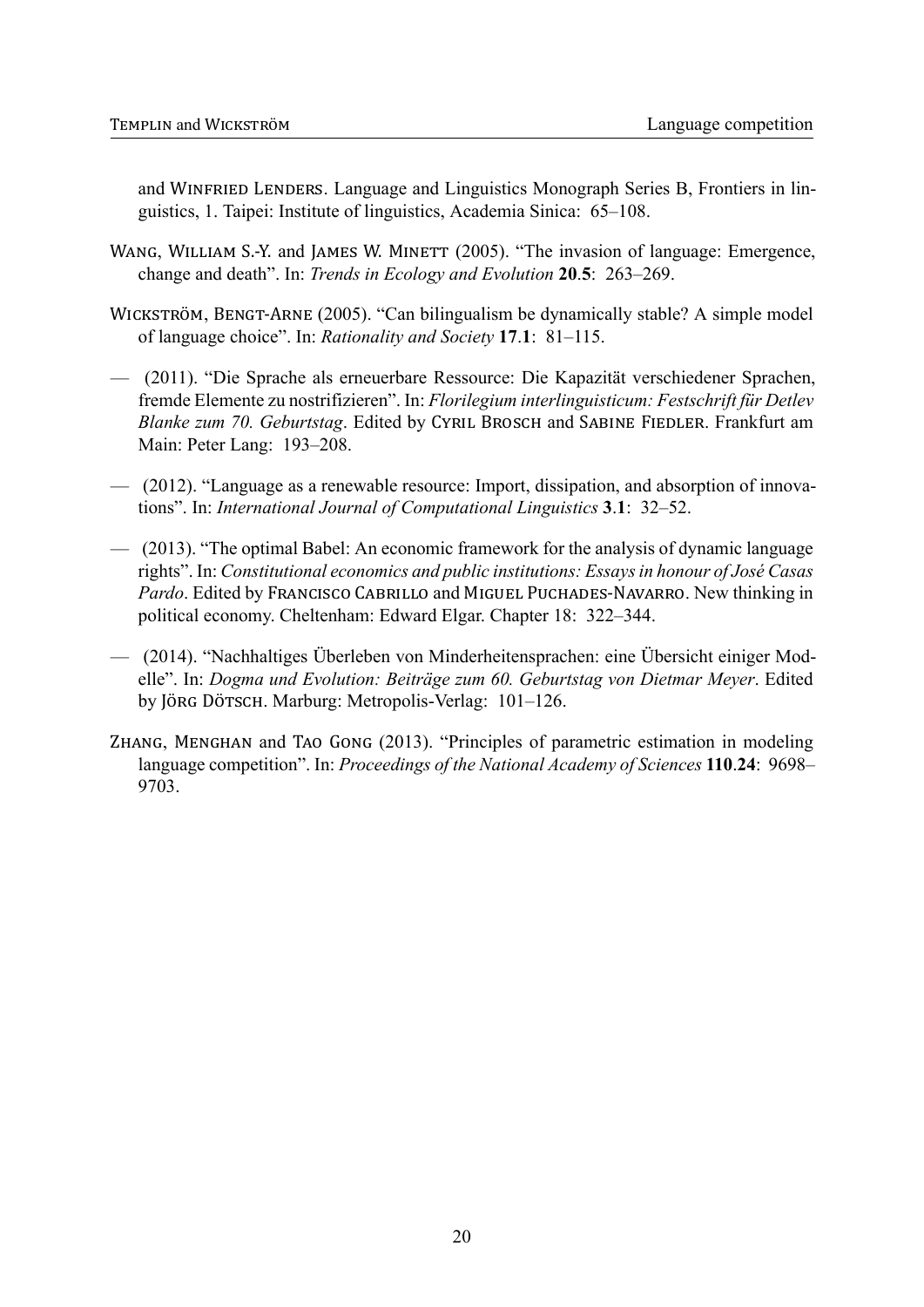and WINFRIED LENDERS. Language and Linguistics Monograph Series B, Frontiers in linguistics, 1. Taipei: Institute of linguistics, Academia Sinica: 65–108.

WANG, WILLIAM S.-Y. and JAMES W. MINETT (2005). "The invasion of language: Emergence, change and death". In: *Trends in Ecology and Evolution* **20**.**5**: 263–269.

WICKSTRÖM, BENGT-ARNE (2005). "Can bilingualism be dynamically stable? A simple model of language choice". In: *Rationality and Society* **17**.**1**: 81–115.

— (2011). "Die Sprache als erneuerbare Ressource: Die Kapazität verschiedener Sprachen, fremde Elemente zu nostrifizieren". In: *Florilegium interlinguisticum: Festschrift für Detlev Blanke zum 70. Geburtstag*. Edited by CYRIL BROSCH and SABINE FIEDLER. Frankfurt am Main: Peter Lang: 193–208.

— (2012). "Language as a renewable resource: Import, dissipation, and absorption of innovations". In: *International Journal of Computational Linguistics* **3**.**1**: 32–52.

— (2013). "The optimal Babel: An economic framework for the analysis of dynamic language rights". In: *Constitutional economics and public institutions: Essays in honour of José Casas Pardo*. Edited by FRANCISCO CABRILLO and MIGUEL PUCHADES-NAVARRO. New thinking in political economy. Cheltenham: Edward Elgar. Chapter 18: 322–344.

— (2014). "Nachhaltiges Überleben von Minderheitensprachen: eine Übersicht einiger Modelle". In: *Dogma und Evolution: Beiträge zum 60. Geburtstag von Dietmar Meyer*. Edited by JÖRG DÖTSCH. Marburg: Metropolis-Verlag: 101–126.

ZHANG, MENGHAN and TAO GONG (2013). "Principles of parametric estimation in modeling language competition". In: *Proceedings of the National Academy of Sciences* **110**.**24**: 9698–9703.